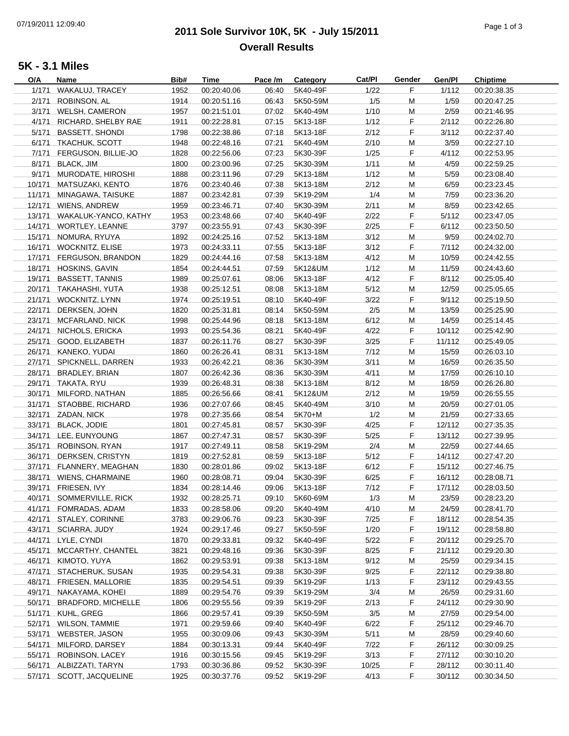# 2011 Sole Survivor 10K, 5K - July 15/2011

## Overall Results

### 5K - 3.1 Miles

| O/A | Name | Bib# | Time | Pace /m | Category | Cat/Pl | Gender | Gen/Pl | Chiptime |
|---|---|---|---|---|---|---|---|---|---|
| 1/171 | WAKALUJ, TRACEY | 1952 | 00:20:40.06 | 06:40 | 5K40-49F | 1/22 | F | 1/112 | 00:20:38.35 |
| 2/171 | ROBINSON, AL | 1914 | 00:20:51.16 | 06:43 | 5K50-59M | 1/5 | M | 1/59 | 00:20:47.25 |
| 3/171 | WELSH, CAMERON | 1957 | 00:21:51.01 | 07:02 | 5K40-49M | 1/10 | M | 2/59 | 00:21:46.95 |
| 4/171 | RICHARD, SHELBY RAE | 1911 | 00:22:28.81 | 07:15 | 5K13-18F | 1/12 | F | 2/112 | 00:22:26.80 |
| 5/171 | BASSETT, SHONDI | 1798 | 00:22:38.86 | 07:18 | 5K13-18F | 2/12 | F | 3/112 | 00:22:37.40 |
| 6/171 | TKACHUK, SCOTT | 1948 | 00:22:48.16 | 07:21 | 5K40-49M | 2/10 | M | 3/59 | 00:22:27.10 |
| 7/171 | FERGUSON, BILLIE-JO | 1828 | 00:22:56.06 | 07:23 | 5K30-39F | 1/25 | F | 4/112 | 00:22:53.95 |
| 8/171 | BLACK, JIM | 1800 | 00:23:00.96 | 07:25 | 5K30-39M | 1/11 | M | 4/59 | 00:22:59.25 |
| 9/171 | MURODATE, HIROSHI | 1888 | 00:23:11.96 | 07:29 | 5K13-18M | 1/12 | M | 5/59 | 00:23:08.40 |
| 10/171 | MATSUZAKI, KENTO | 1876 | 00:23:40.46 | 07:38 | 5K13-18M | 2/12 | M | 6/59 | 00:23:23.45 |
| 11/171 | MINAGAWA, TAISUKE | 1887 | 00:23:42.81 | 07:39 | 5K19-29M | 1/4 | M | 7/59 | 00:23:36.20 |
| 12/171 | WIENS, ANDREW | 1959 | 00:23:46.71 | 07:40 | 5K30-39M | 2/11 | M | 8/59 | 00:23:42.65 |
| 13/171 | WAKALUK-YANCO, KATHY | 1953 | 00:23:48.66 | 07:40 | 5K40-49F | 2/22 | F | 5/112 | 00:23:47.05 |
| 14/171 | WORTLEY, LEANNE | 3797 | 00:23:55.91 | 07:43 | 5K30-39F | 2/25 | F | 6/112 | 00:23:50.50 |
| 15/171 | NOMURA, RYUYA | 1892 | 00:24:25.16 | 07:52 | 5K13-18M | 3/12 | M | 9/59 | 00:24:02.70 |
| 16/171 | WOCKNITZ, ELISE | 1973 | 00:24:33.11 | 07:55 | 5K13-18F | 3/12 | F | 7/112 | 00:24:32.00 |
| 17/171 | FERGUSON, BRANDON | 1829 | 00:24:44.16 | 07:58 | 5K13-18M | 4/12 | M | 10/59 | 00:24:42.55 |
| 18/171 | HOSKINS, GAVIN | 1854 | 00:24:44.51 | 07:59 | 5K12&UM | 1/12 | M | 11/59 | 00:24:43.60 |
| 19/171 | BASSETT, TANNIS | 1989 | 00:25:07.61 | 08:06 | 5K13-18F | 4/12 | F | 8/112 | 00:25:05.40 |
| 20/171 | TAKAHASHI, YUTA | 1938 | 00:25:12.51 | 08:08 | 5K13-18M | 5/12 | M | 12/59 | 00:25:05.65 |
| 21/171 | WOCKNITZ, LYNN | 1974 | 00:25:19.51 | 08:10 | 5K40-49F | 3/22 | F | 9/112 | 00:25:19.50 |
| 22/171 | DERKSEN, JOHN | 1820 | 00:25:31.81 | 08:14 | 5K50-59M | 2/5 | M | 13/59 | 00:25:25.90 |
| 23/171 | MCFARLAND, NICK | 1998 | 00:25:44.96 | 08:18 | 5K13-18M | 6/12 | M | 14/59 | 00:25:14.45 |
| 24/171 | NICHOLS, ERICKA | 1993 | 00:25:54.36 | 08:21 | 5K40-49F | 4/22 | F | 10/112 | 00:25:42.90 |
| 25/171 | GOOD, ELIZABETH | 1837 | 00:26:11.76 | 08:27 | 5K30-39F | 3/25 | F | 11/112 | 00:25:49.05 |
| 26/171 | KANEKO, YUDAI | 1860 | 00:26:26.41 | 08:31 | 5K13-18M | 7/12 | M | 15/59 | 00:26:03.10 |
| 27/171 | SPICKNELL, DARREN | 1933 | 00:26:42.21 | 08:36 | 5K30-39M | 3/11 | M | 16/59 | 00:26:35.50 |
| 28/171 | BRADLEY, BRIAN | 1807 | 00:26:42.36 | 08:36 | 5K30-39M | 4/11 | M | 17/59 | 00:26:10.10 |
| 29/171 | TAKATA, RYU | 1939 | 00:26:48.31 | 08:38 | 5K13-18M | 8/12 | M | 18/59 | 00:26:26.80 |
| 30/171 | MILFORD, NATHAN | 1885 | 00:26:56.66 | 08:41 | 5K12&UM | 2/12 | M | 19/59 | 00:26:55.55 |
| 31/171 | STAOBBE, RICHARD | 1936 | 00:27:07.66 | 08:45 | 5K40-49M | 3/10 | M | 20/59 | 00:27:01.05 |
| 32/171 | ZADAN, NICK | 1978 | 00:27:35.66 | 08:54 | 5K70+M | 1/2 | M | 21/59 | 00:27:33.65 |
| 33/171 | BLACK, JODIE | 1801 | 00:27:45.81 | 08:57 | 5K30-39F | 4/25 | F | 12/112 | 00:27:35.35 |
| 34/171 | LEE, EUNYOUNG | 1867 | 00:27:47.31 | 08:57 | 5K30-39F | 5/25 | F | 13/112 | 00:27:39.95 |
| 35/171 | ROBINSON, RYAN | 1917 | 00:27:49.11 | 08:58 | 5K19-29M | 2/4 | M | 22/59 | 00:27:44.65 |
| 36/171 | DERKSEN, CRISTYN | 1819 | 00:27:52.81 | 08:59 | 5K13-18F | 5/12 | F | 14/112 | 00:27:47.20 |
| 37/171 | FLANNERY, MEAGHAN | 1830 | 00:28:01.86 | 09:02 | 5K13-18F | 6/12 | F | 15/112 | 00:27:46.75 |
| 38/171 | WIENS, CHARMAINE | 1960 | 00:28:08.71 | 09:04 | 5K30-39F | 6/25 | F | 16/112 | 00:28:08.71 |
| 39/171 | FRIESEN, IVY | 1834 | 00:28:14.46 | 09:06 | 5K13-18F | 7/12 | F | 17/112 | 00:28:03.50 |
| 40/171 | SOMMERVILLE, RICK | 1932 | 00:28:25.71 | 09:10 | 5K60-69M | 1/3 | M | 23/59 | 00:28:23.20 |
| 41/171 | FOMRADAS, ADAM | 1833 | 00:28:58.06 | 09:20 | 5K40-49M | 4/10 | M | 24/59 | 00:28:41.70 |
| 42/171 | STALEY, CORINNE | 3783 | 00:29:06.76 | 09:23 | 5K30-39F | 7/25 | F | 18/112 | 00:28:54.35 |
| 43/171 | SCIARRA, JUDY | 1924 | 00:29:17.46 | 09:27 | 5K50-59F | 1/20 | F | 19/112 | 00:28:58.80 |
| 44/171 | LYLE, CYNDI | 1870 | 00:29:33.81 | 09:32 | 5K40-49F | 5/22 | F | 20/112 | 00:29:25.70 |
| 45/171 | MCCARTHY, CHANTEL | 3821 | 00:29:48.16 | 09:36 | 5K30-39F | 8/25 | F | 21/112 | 00:29:20.30 |
| 46/171 | KIMOTO, YUYA | 1862 | 00:29:53.91 | 09:38 | 5K13-18M | 9/12 | M | 25/59 | 00:29:34.15 |
| 47/171 | STACHERUK, SUSAN | 1935 | 00:29:54.31 | 09:38 | 5K30-39F | 9/25 | F | 22/112 | 00:29:38.80 |
| 48/171 | FRIESEN, MALLORIE | 1835 | 00:29:54.51 | 09:39 | 5K19-29F | 1/13 | F | 23/112 | 00:29:43.55 |
| 49/171 | NAKAYAMA, KOHEI | 1889 | 00:29:54.76 | 09:39 | 5K19-29M | 3/4 | M | 26/59 | 00:29:31.60 |
| 50/171 | BRADFORD, MICHELLE | 1806 | 00:29:55.56 | 09:39 | 5K19-29F | 2/13 | F | 24/112 | 00:29:30.90 |
| 51/171 | KUHL, GREG | 1866 | 00:29:57.41 | 09:39 | 5K50-59M | 3/5 | M | 27/59 | 00:29:54.00 |
| 52/171 | WILSON, TAMMIE | 1971 | 00:29:59.66 | 09:40 | 5K40-49F | 6/22 | F | 25/112 | 00:29:46.70 |
| 53/171 | WEBSTER, JASON | 1955 | 00:30:09.06 | 09:43 | 5K30-39M | 5/11 | M | 28/59 | 00:29:40.60 |
| 54/171 | MILFORD, DARSEY | 1884 | 00:30:13.31 | 09:44 | 5K40-49F | 7/22 | F | 26/112 | 00:30:09.25 |
| 55/171 | ROBINSON, LACEY | 1916 | 00:30:15.56 | 09:45 | 5K19-29F | 3/13 | F | 27/112 | 00:30:10.20 |
| 56/171 | ALBIZZATI, TARYN | 1793 | 00:30:36.86 | 09:52 | 5K30-39F | 10/25 | F | 28/112 | 00:30:11.40 |
| 57/171 | SCOTT, JACQUELINE | 1925 | 00:30:37.76 | 09:52 | 5K19-29F | 4/13 | F | 30/112 | 00:30:34.50 |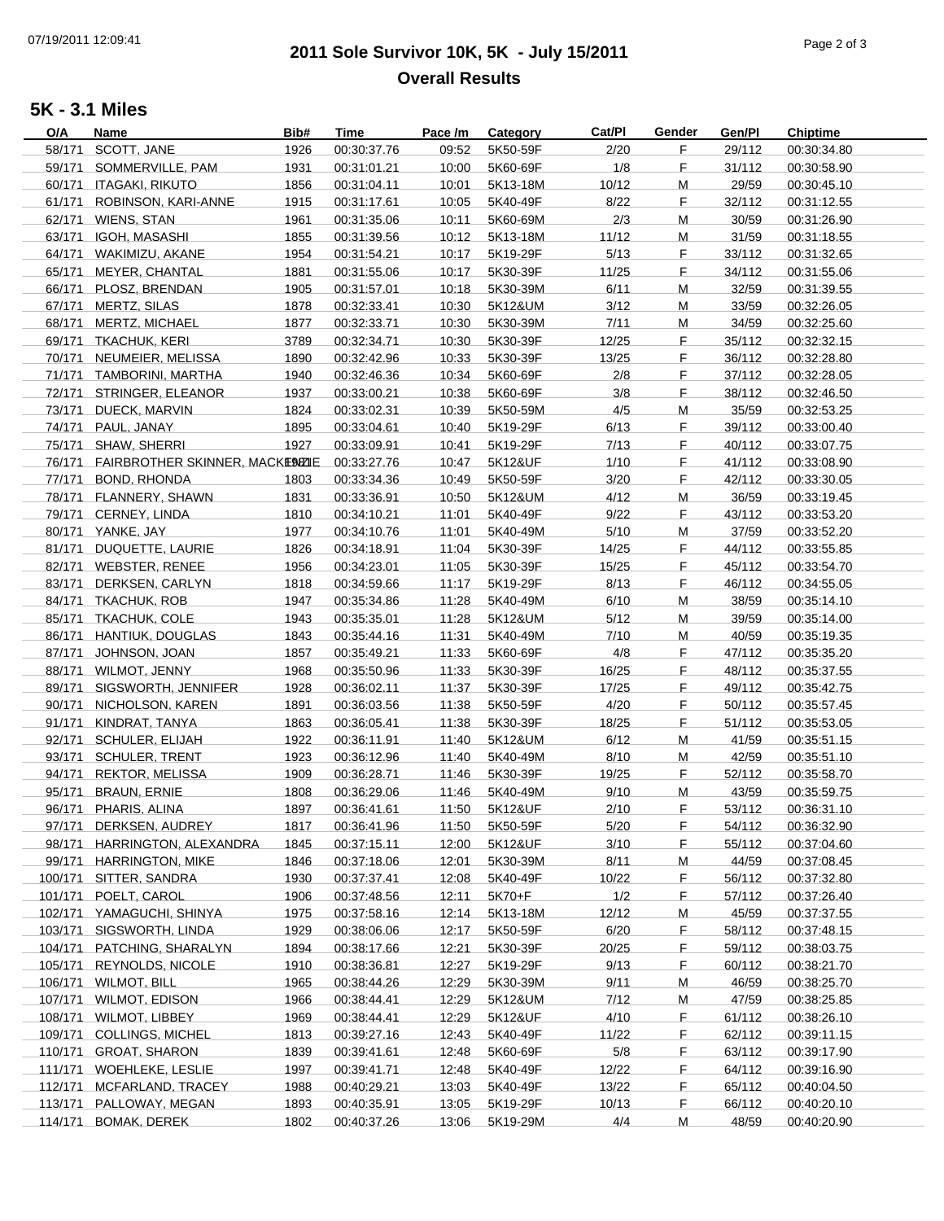# 2011 Sole Survivor 10K, 5K - July 15/2011

## Overall Results

### 5K - 3.1 Miles

| O/A | Name | Bib# | Time | Pace /m | Category | Cat/Pl | Gender | Gen/Pl | Chiptime |
|---|---|---|---|---|---|---|---|---|---|
| 58/171 | SCOTT, JANE | 1926 | 00:30:37.76 | 09:52 | 5K50-59F | 2/20 | F | 29/112 | 00:30:34.80 |
| 59/171 | SOMMERVILLE, PAM | 1931 | 00:31:01.21 | 10:00 | 5K60-69F | 1/8 | F | 31/112 | 00:30:58.90 |
| 60/171 | ITAGAKI, RIKUTO | 1856 | 00:31:04.11 | 10:01 | 5K13-18M | 10/12 | M | 29/59 | 00:30:45.10 |
| 61/171 | ROBINSON, KARI-ANNE | 1915 | 00:31:17.61 | 10:05 | 5K40-49F | 8/22 | F | 32/112 | 00:31:12.55 |
| 62/171 | WIENS, STAN | 1961 | 00:31:35.06 | 10:11 | 5K60-69M | 2/3 | M | 30/59 | 00:31:26.90 |
| 63/171 | IGOH, MASASHI | 1855 | 00:31:39.56 | 10:12 | 5K13-18M | 11/12 | M | 31/59 | 00:31:18.55 |
| 64/171 | WAKIMIZU, AKANE | 1954 | 00:31:54.21 | 10:17 | 5K19-29F | 5/13 | F | 33/112 | 00:31:32.65 |
| 65/171 | MEYER, CHANTAL | 1881 | 00:31:55.06 | 10:17 | 5K30-39F | 11/25 | F | 34/112 | 00:31:55.06 |
| 66/171 | PLOSZ, BRENDAN | 1905 | 00:31:57.01 | 10:18 | 5K30-39M | 6/11 | M | 32/59 | 00:31:39.55 |
| 67/171 | MERTZ, SILAS | 1878 | 00:32:33.41 | 10:30 | 5K12&UM | 3/12 | M | 33/59 | 00:32:26.05 |
| 68/171 | MERTZ, MICHAEL | 1877 | 00:32:33.71 | 10:30 | 5K30-39M | 7/11 | M | 34/59 | 00:32:25.60 |
| 69/171 | TKACHUK, KERI | 3789 | 00:32:34.71 | 10:30 | 5K30-39F | 12/25 | F | 35/112 | 00:32:32.15 |
| 70/171 | NEUMEIER, MELISSA | 1890 | 00:32:42.96 | 10:33 | 5K30-39F | 13/25 | F | 36/112 | 00:32:28.80 |
| 71/171 | TAMBORINI, MARTHA | 1940 | 00:32:46.36 | 10:34 | 5K60-69F | 2/8 | F | 37/112 | 00:32:28.05 |
| 72/171 | STRINGER, ELEANOR | 1937 | 00:33:00.21 | 10:38 | 5K60-69F | 3/8 | F | 38/112 | 00:32:46.50 |
| 73/171 | DUECK, MARVIN | 1824 | 00:33:02.31 | 10:39 | 5K50-59M | 4/5 | M | 35/59 | 00:32:53.25 |
| 74/171 | PAUL, JANAY | 1895 | 00:33:04.61 | 10:40 | 5K19-29F | 6/13 | F | 39/112 | 00:33:00.40 |
| 75/171 | SHAW, SHERRI | 1927 | 00:33:09.91 | 10:41 | 5K19-29F | 7/13 | F | 40/112 | 00:33:07.75 |
| 76/171 | FAIRBROTHER SKINNER, MACKENZIE | 1821 | 00:33:27.76 | 10:47 | 5K12&UF | 1/10 | F | 41/112 | 00:33:08.90 |
| 77/171 | BOND, RHONDA | 1803 | 00:33:34.36 | 10:49 | 5K50-59F | 3/20 | F | 42/112 | 00:33:30.05 |
| 78/171 | FLANNERY, SHAWN | 1831 | 00:33:36.91 | 10:50 | 5K12&UM | 4/12 | M | 36/59 | 00:33:19.45 |
| 79/171 | CERNEY, LINDA | 1810 | 00:34:10.21 | 11:01 | 5K40-49F | 9/22 | F | 43/112 | 00:33:53.20 |
| 80/171 | YANKE, JAY | 1977 | 00:34:10.76 | 11:01 | 5K40-49M | 5/10 | M | 37/59 | 00:33:52.20 |
| 81/171 | DUQUETTE, LAURIE | 1826 | 00:34:18.91 | 11:04 | 5K30-39F | 14/25 | F | 44/112 | 00:33:55.85 |
| 82/171 | WEBSTER, RENEE | 1956 | 00:34:23.01 | 11:05 | 5K30-39F | 15/25 | F | 45/112 | 00:33:54.70 |
| 83/171 | DERKSEN, CARLYN | 1818 | 00:34:59.66 | 11:17 | 5K19-29F | 8/13 | F | 46/112 | 00:34:55.05 |
| 84/171 | TKACHUK, ROB | 1947 | 00:35:34.86 | 11:28 | 5K40-49M | 6/10 | M | 38/59 | 00:35:14.10 |
| 85/171 | TKACHUK, COLE | 1943 | 00:35:35.01 | 11:28 | 5K12&UM | 5/12 | M | 39/59 | 00:35:14.00 |
| 86/171 | HANTIUK, DOUGLAS | 1843 | 00:35:44.16 | 11:31 | 5K40-49M | 7/10 | M | 40/59 | 00:35:19.35 |
| 87/171 | JOHNSON, JOAN | 1857 | 00:35:49.21 | 11:33 | 5K60-69F | 4/8 | F | 47/112 | 00:35:35.20 |
| 88/171 | WILMOT, JENNY | 1968 | 00:35:50.96 | 11:33 | 5K30-39F | 16/25 | F | 48/112 | 00:35:37.55 |
| 89/171 | SIGSWORTH, JENNIFER | 1928 | 00:36:02.11 | 11:37 | 5K30-39F | 17/25 | F | 49/112 | 00:35:42.75 |
| 90/171 | NICHOLSON, KAREN | 1891 | 00:36:03.56 | 11:38 | 5K50-59F | 4/20 | F | 50/112 | 00:35:57.45 |
| 91/171 | KINDRAT, TANYA | 1863 | 00:36:05.41 | 11:38 | 5K30-39F | 18/25 | F | 51/112 | 00:35:53.05 |
| 92/171 | SCHULER, ELIJAH | 1922 | 00:36:11.91 | 11:40 | 5K12&UM | 6/12 | M | 41/59 | 00:35:51.15 |
| 93/171 | SCHULER, TRENT | 1923 | 00:36:12.96 | 11:40 | 5K40-49M | 8/10 | M | 42/59 | 00:35:51.10 |
| 94/171 | REKTOR, MELISSA | 1909 | 00:36:28.71 | 11:46 | 5K30-39F | 19/25 | F | 52/112 | 00:35:58.70 |
| 95/171 | BRAUN, ERNIE | 1808 | 00:36:29.06 | 11:46 | 5K40-49M | 9/10 | M | 43/59 | 00:35:59.75 |
| 96/171 | PHARIS, ALINA | 1897 | 00:36:41.61 | 11:50 | 5K12&UF | 2/10 | F | 53/112 | 00:36:31.10 |
| 97/171 | DERKSEN, AUDREY | 1817 | 00:36:41.96 | 11:50 | 5K50-59F | 5/20 | F | 54/112 | 00:36:32.90 |
| 98/171 | HARRINGTON, ALEXANDRA | 1845 | 00:37:15.11 | 12:00 | 5K12&UF | 3/10 | F | 55/112 | 00:37:04.60 |
| 99/171 | HARRINGTON, MIKE | 1846 | 00:37:18.06 | 12:01 | 5K30-39M | 8/11 | M | 44/59 | 00:37:08.45 |
| 100/171 | SITTER, SANDRA | 1930 | 00:37:37.41 | 12:08 | 5K40-49F | 10/22 | F | 56/112 | 00:37:32.80 |
| 101/171 | POELT, CAROL | 1906 | 00:37:48.56 | 12:11 | 5K70+F | 1/2 | F | 57/112 | 00:37:26.40 |
| 102/171 | YAMAGUCHI, SHINYA | 1975 | 00:37:58.16 | 12:14 | 5K13-18M | 12/12 | M | 45/59 | 00:37:37.55 |
| 103/171 | SIGSWORTH, LINDA | 1929 | 00:38:06.06 | 12:17 | 5K50-59F | 6/20 | F | 58/112 | 00:37:48.15 |
| 104/171 | PATCHING, SHARALYN | 1894 | 00:38:17.66 | 12:21 | 5K30-39F | 20/25 | F | 59/112 | 00:38:03.75 |
| 105/171 | REYNOLDS, NICOLE | 1910 | 00:38:36.81 | 12:27 | 5K19-29F | 9/13 | F | 60/112 | 00:38:21.70 |
| 106/171 | WILMOT, BILL | 1965 | 00:38:44.26 | 12:29 | 5K30-39M | 9/11 | M | 46/59 | 00:38:25.70 |
| 107/171 | WILMOT, EDISON | 1966 | 00:38:44.41 | 12:29 | 5K12&UM | 7/12 | M | 47/59 | 00:38:25.85 |
| 108/171 | WILMOT, LIBBEY | 1969 | 00:38:44.41 | 12:29 | 5K12&UF | 4/10 | F | 61/112 | 00:38:26.10 |
| 109/171 | COLLINGS, MICHEL | 1813 | 00:39:27.16 | 12:43 | 5K40-49F | 11/22 | F | 62/112 | 00:39:11.15 |
| 110/171 | GROAT, SHARON | 1839 | 00:39:41.61 | 12:48 | 5K60-69F | 5/8 | F | 63/112 | 00:39:17.90 |
| 111/171 | WOEHLEKE, LESLIE | 1997 | 00:39:41.71 | 12:48 | 5K40-49F | 12/22 | F | 64/112 | 00:39:16.90 |
| 112/171 | MCFARLAND, TRACEY | 1988 | 00:40:29.21 | 13:03 | 5K40-49F | 13/22 | F | 65/112 | 00:40:04.50 |
| 113/171 | PALLOWAY, MEGAN | 1893 | 00:40:35.91 | 13:05 | 5K19-29F | 10/13 | F | 66/112 | 00:40:20.10 |
| 114/171 | BOMAK, DEREK | 1802 | 00:40:37.26 | 13:06 | 5K19-29M | 4/4 | M | 48/59 | 00:40:20.90 |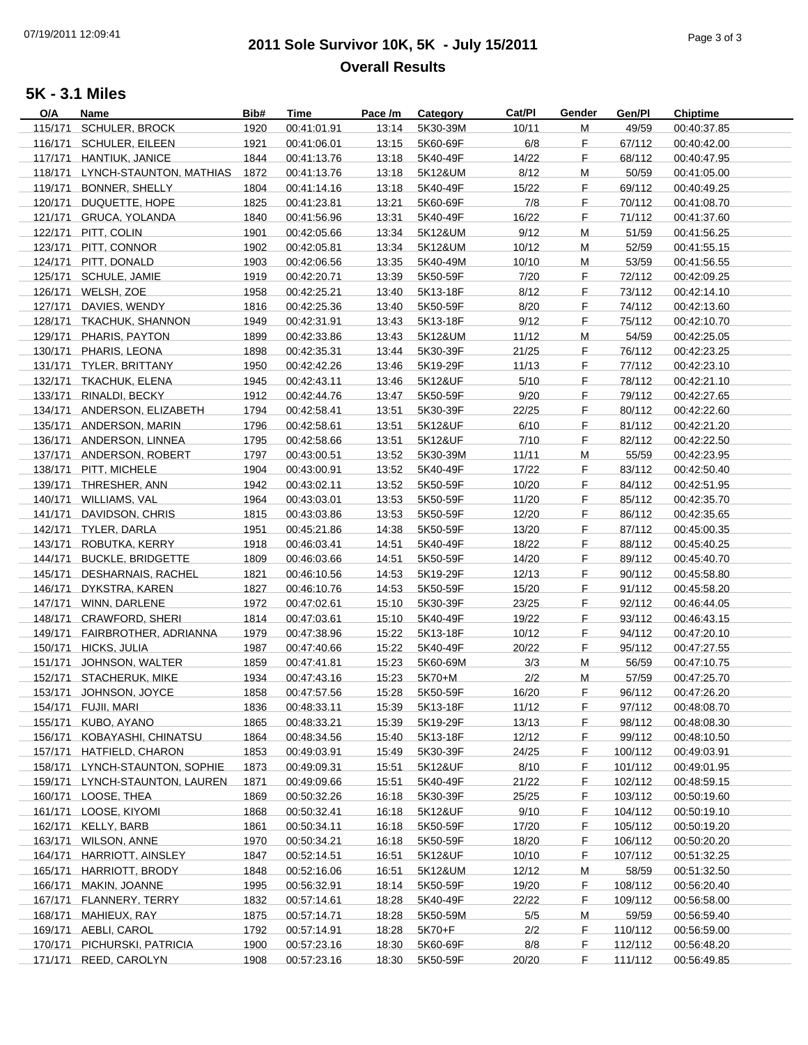# 2011 Sole Survivor 10K, 5K - July 15/2011

## Overall Results

### 5K - 3.1 Miles

| O/A | Name | Bib# | Time | Pace /m | Category | Cat/Pl | Gender | Gen/Pl | Chiptime |
|---|---|---|---|---|---|---|---|---|---|
| 115/171 | SCHULER, BROCK | 1920 | 00:41:01.91 | 13:14 | 5K30-39M | 10/11 | M | 49/59 | 00:40:37.85 |
| 116/171 | SCHULER, EILEEN | 1921 | 00:41:06.01 | 13:15 | 5K60-69F | 6/8 | F | 67/112 | 00:40:42.00 |
| 117/171 | HANTIUK, JANICE | 1844 | 00:41:13.76 | 13:18 | 5K40-49F | 14/22 | F | 68/112 | 00:40:47.95 |
| 118/171 | LYNCH-STAUNTON, MATHIAS | 1872 | 00:41:13.76 | 13:18 | 5K12&UM | 8/12 | M | 50/59 | 00:41:05.00 |
| 119/171 | BONNER, SHELLY | 1804 | 00:41:14.16 | 13:18 | 5K40-49F | 15/22 | F | 69/112 | 00:40:49.25 |
| 120/171 | DUQUETTE, HOPE | 1825 | 00:41:23.81 | 13:21 | 5K60-69F | 7/8 | F | 70/112 | 00:41:08.70 |
| 121/171 | GRUCA, YOLANDA | 1840 | 00:41:56.96 | 13:31 | 5K40-49F | 16/22 | F | 71/112 | 00:41:37.60 |
| 122/171 | PITT, COLIN | 1901 | 00:42:05.66 | 13:34 | 5K12&UM | 9/12 | M | 51/59 | 00:41:56.25 |
| 123/171 | PITT, CONNOR | 1902 | 00:42:05.81 | 13:34 | 5K12&UM | 10/12 | M | 52/59 | 00:41:55.15 |
| 124/171 | PITT, DONALD | 1903 | 00:42:06.56 | 13:35 | 5K40-49M | 10/10 | M | 53/59 | 00:41:56.55 |
| 125/171 | SCHULE, JAMIE | 1919 | 00:42:20.71 | 13:39 | 5K50-59F | 7/20 | F | 72/112 | 00:42:09.25 |
| 126/171 | WELSH, ZOE | 1958 | 00:42:25.21 | 13:40 | 5K13-18F | 8/12 | F | 73/112 | 00:42:14.10 |
| 127/171 | DAVIES, WENDY | 1816 | 00:42:25.36 | 13:40 | 5K50-59F | 8/20 | F | 74/112 | 00:42:13.60 |
| 128/171 | TKACHUK, SHANNON | 1949 | 00:42:31.91 | 13:43 | 5K13-18F | 9/12 | F | 75/112 | 00:42:10.70 |
| 129/171 | PHARIS, PAYTON | 1899 | 00:42:33.86 | 13:43 | 5K12&UM | 11/12 | M | 54/59 | 00:42:25.05 |
| 130/171 | PHARIS, LEONA | 1898 | 00:42:35.31 | 13:44 | 5K30-39F | 21/25 | F | 76/112 | 00:42:23.25 |
| 131/171 | TYLER, BRITTANY | 1950 | 00:42:42.26 | 13:46 | 5K19-29F | 11/13 | F | 77/112 | 00:42:23.10 |
| 132/171 | TKACHUK, ELENA | 1945 | 00:42:43.11 | 13:46 | 5K12&UF | 5/10 | F | 78/112 | 00:42:21.10 |
| 133/171 | RINALDI, BECKY | 1912 | 00:42:44.76 | 13:47 | 5K50-59F | 9/20 | F | 79/112 | 00:42:27.65 |
| 134/171 | ANDERSON, ELIZABETH | 1794 | 00:42:58.41 | 13:51 | 5K30-39F | 22/25 | F | 80/112 | 00:42:22.60 |
| 135/171 | ANDERSON, MARIN | 1796 | 00:42:58.61 | 13:51 | 5K12&UF | 6/10 | F | 81/112 | 00:42:21.20 |
| 136/171 | ANDERSON, LINNEA | 1795 | 00:42:58.66 | 13:51 | 5K12&UF | 7/10 | F | 82/112 | 00:42:22.50 |
| 137/171 | ANDERSON, ROBERT | 1797 | 00:43:00.51 | 13:52 | 5K30-39M | 11/11 | M | 55/59 | 00:42:23.95 |
| 138/171 | PITT, MICHELE | 1904 | 00:43:00.91 | 13:52 | 5K40-49F | 17/22 | F | 83/112 | 00:42:50.40 |
| 139/171 | THRESHER, ANN | 1942 | 00:43:02.11 | 13:52 | 5K50-59F | 10/20 | F | 84/112 | 00:42:51.95 |
| 140/171 | WILLIAMS, VAL | 1964 | 00:43:03.01 | 13:53 | 5K50-59F | 11/20 | F | 85/112 | 00:42:35.70 |
| 141/171 | DAVIDSON, CHRIS | 1815 | 00:43:03.86 | 13:53 | 5K50-59F | 12/20 | F | 86/112 | 00:42:35.65 |
| 142/171 | TYLER, DARLA | 1951 | 00:45:21.86 | 14:38 | 5K50-59F | 13/20 | F | 87/112 | 00:45:00.35 |
| 143/171 | ROBUTKA, KERRY | 1918 | 00:46:03.41 | 14:51 | 5K40-49F | 18/22 | F | 88/112 | 00:45:40.25 |
| 144/171 | BUCKLE, BRIDGETTE | 1809 | 00:46:03.66 | 14:51 | 5K50-59F | 14/20 | F | 89/112 | 00:45:40.70 |
| 145/171 | DESHARNAIS, RACHEL | 1821 | 00:46:10.56 | 14:53 | 5K19-29F | 12/13 | F | 90/112 | 00:45:58.80 |
| 146/171 | DYKSTRA, KAREN | 1827 | 00:46:10.76 | 14:53 | 5K50-59F | 15/20 | F | 91/112 | 00:45:58.20 |
| 147/171 | WINN, DARLENE | 1972 | 00:47:02.61 | 15:10 | 5K30-39F | 23/25 | F | 92/112 | 00:46:44.05 |
| 148/171 | CRAWFORD, SHERI | 1814 | 00:47:03.61 | 15:10 | 5K40-49F | 19/22 | F | 93/112 | 00:46:43.15 |
| 149/171 | FAIRBROTHER, ADRIANNA | 1979 | 00:47:38.96 | 15:22 | 5K13-18F | 10/12 | F | 94/112 | 00:47:20.10 |
| 150/171 | HICKS, JULIA | 1987 | 00:47:40.66 | 15:22 | 5K40-49F | 20/22 | F | 95/112 | 00:47:27.55 |
| 151/171 | JOHNSON, WALTER | 1859 | 00:47:41.81 | 15:23 | 5K60-69M | 3/3 | M | 56/59 | 00:47:10.75 |
| 152/171 | STACHERUK, MIKE | 1934 | 00:47:43.16 | 15:23 | 5K70+M | 2/2 | M | 57/59 | 00:47:25.70 |
| 153/171 | JOHNSON, JOYCE | 1858 | 00:47:57.56 | 15:28 | 5K50-59F | 16/20 | F | 96/112 | 00:47:26.20 |
| 154/171 | FUJII, MARI | 1836 | 00:48:33.11 | 15:39 | 5K13-18F | 11/12 | F | 97/112 | 00:48:08.70 |
| 155/171 | KUBO, AYANO | 1865 | 00:48:33.21 | 15:39 | 5K19-29F | 13/13 | F | 98/112 | 00:48:08.30 |
| 156/171 | KOBAYASHI, CHINATSU | 1864 | 00:48:34.56 | 15:40 | 5K13-18F | 12/12 | F | 99/112 | 00:48:10.50 |
| 157/171 | HATFIELD, CHARON | 1853 | 00:49:03.91 | 15:49 | 5K30-39F | 24/25 | F | 100/112 | 00:49:03.91 |
| 158/171 | LYNCH-STAUNTON, SOPHIE | 1873 | 00:49:09.31 | 15:51 | 5K12&UF | 8/10 | F | 101/112 | 00:49:01.95 |
| 159/171 | LYNCH-STAUNTON, LAUREN | 1871 | 00:49:09.66 | 15:51 | 5K40-49F | 21/22 | F | 102/112 | 00:48:59.15 |
| 160/171 | LOOSE, THEA | 1869 | 00:50:32.26 | 16:18 | 5K30-39F | 25/25 | F | 103/112 | 00:50:19.60 |
| 161/171 | LOOSE, KIYOMI | 1868 | 00:50:32.41 | 16:18 | 5K12&UF | 9/10 | F | 104/112 | 00:50:19.10 |
| 162/171 | KELLY, BARB | 1861 | 00:50:34.11 | 16:18 | 5K50-59F | 17/20 | F | 105/112 | 00:50:19.20 |
| 163/171 | WILSON, ANNE | 1970 | 00:50:34.21 | 16:18 | 5K50-59F | 18/20 | F | 106/112 | 00:50:20.20 |
| 164/171 | HARRIOTT, AINSLEY | 1847 | 00:52:14.51 | 16:51 | 5K12&UF | 10/10 | F | 107/112 | 00:51:32.25 |
| 165/171 | HARRIOTT, BRODY | 1848 | 00:52:16.06 | 16:51 | 5K12&UM | 12/12 | M | 58/59 | 00:51:32.50 |
| 166/171 | MAKIN, JOANNE | 1995 | 00:56:32.91 | 18:14 | 5K50-59F | 19/20 | F | 108/112 | 00:56:20.40 |
| 167/171 | FLANNERY, TERRY | 1832 | 00:57:14.61 | 18:28 | 5K40-49F | 22/22 | F | 109/112 | 00:56:58.00 |
| 168/171 | MAHIEUX, RAY | 1875 | 00:57:14.71 | 18:28 | 5K50-59M | 5/5 | M | 59/59 | 00:56:59.40 |
| 169/171 | AEBLI, CAROL | 1792 | 00:57:14.91 | 18:28 | 5K70+F | 2/2 | F | 110/112 | 00:56:59.00 |
| 170/171 | PICHURSKI, PATRICIA | 1900 | 00:57:23.16 | 18:30 | 5K60-69F | 8/8 | F | 112/112 | 00:56:48.20 |
| 171/171 | REED, CAROLYN | 1908 | 00:57:23.16 | 18:30 | 5K50-59F | 20/20 | F | 111/112 | 00:56:49.85 |